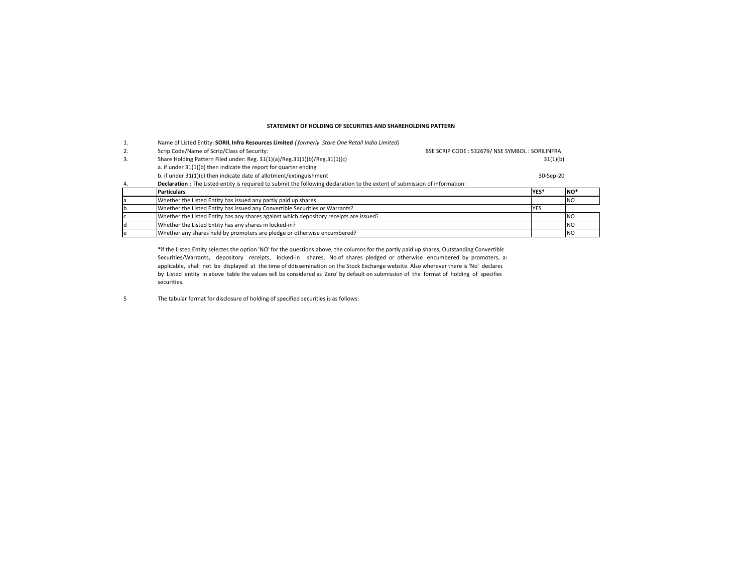**STATEMENT OF HOLDING OF SECURITIES AND SHAREHOLDING PATTERN**

1. Name of Listed Entity: **SORIL Infra Resources Limited** *( formerly Store One Retail India Limited)*
2. Scrip Code/Name of Scrip/Class of Security: BSE SCRIP CODE : 532679/ NSE SYMBOL : SORILINFRA
3. Share Holding Pattern Filed under: Reg. 31(1)(a)/Reg.31(1)(b)/Reg.31(1)(c) 31(1)(b)
   a. if under 31(1)(b) then indicate the report for quarter ending
   b. if under 31(1)(c) then indicate date of allotment/extinguishment 30-Sep-20
4. **Declaration** : The Listed entity is required to submit the following declaration to the extent of submission of information:

| | **Particulars** | **YES*** | **NO*** |
|---|---|---|---|
| a | Whether the Listed Entity has issued any partly paid up shares | | NO |
| b | Whether the Listed Entity has issued any Convertible Securities or Warrants? | YES | |
| c | Whether the Listed Entity has any shares against which depository receipts are issued? | | NO |
| d | Whether the Listed Entity has any shares in locked-in? | | NO |
| e | Whether any shares held by promoters are pledge or otherwise encumbered? | | NO |

*if the Listed Entity selectes the option 'NO' for the questions above, the columns for the partly paid up shares, Outstanding Convertible Securities/Warrants, depository receipts, locked-in shares, No of shares pledged or otherwise encumbered by promoters, as applicable, shall not be displayed at the time of ddissemination on the Stock Exchange website. Also wherever there is 'No' declared by Listed entity in above table the values will be considered as 'Zero' by default on submission of the format of holding of specified securities.

5 The tabular format for disclosure of holding of specified securities is as follows: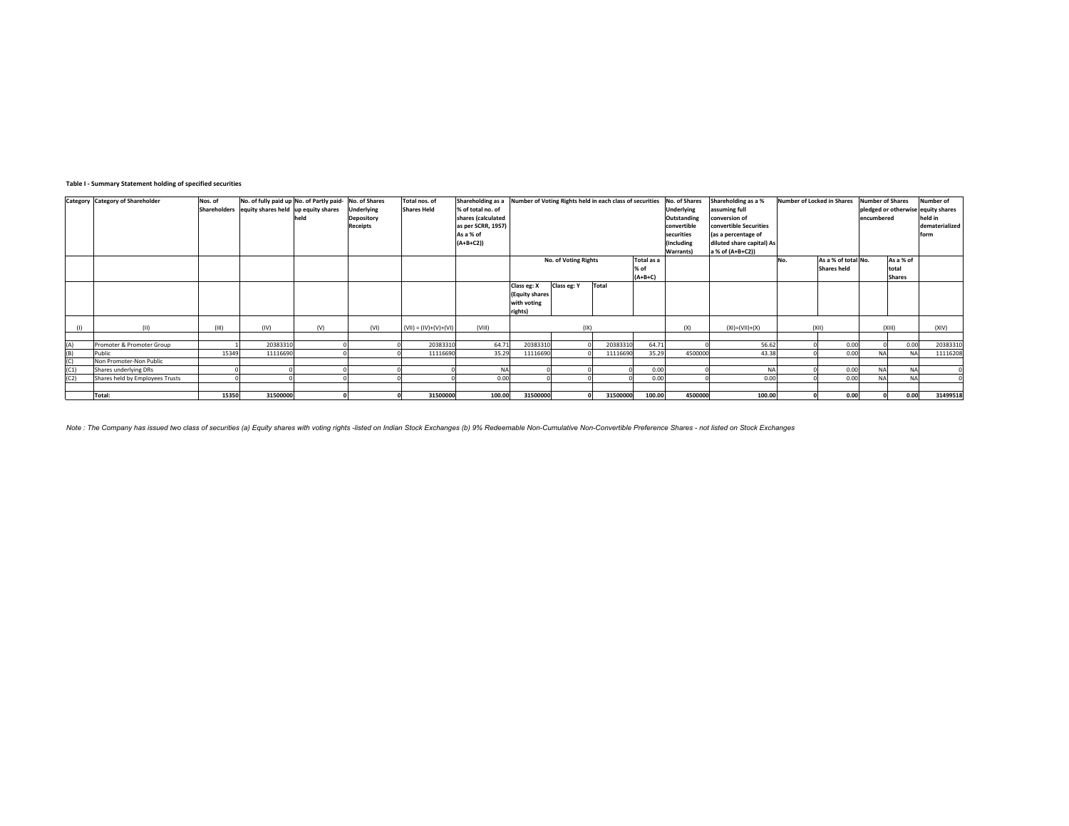**Table I - Summary Statement holding of specified securities**

| Category | Category of Shareholder | Nos. of Shareholders | No. of fully paid up equity shares held | No. of Partly paid-up equity shares held | No. of Shares Underlying Depository Receipts | Total nos. of Shares Held | Shareholding as a % of total no. of shares (calculated as per SCRR, 1957) As a % of (A+B+C2)) | Number of Voting Rights held in each class of securities | | | | No. of Shares Underlying Outstanding convertible securities (Including Warrants) | Shareholding as a % assuming full conversion of convertible Securities (as a percentage of diluted share capital) As a % of (A+B+C2)) | Number of Locked in Shares | | Number of Shares pledged or otherwise encumbered | | Number of equity shares held in dematerialized form |
|---|---|---|---|---|---|---|---|---|---|---|---|---|---|---|---|---|---|---|
| | | | | | | | | No. of Voting Rights | | | Total as a % of (A+B+C) | | | No. | As a % of total Shares held | No. | As a % of total Shares | |
| | | | | | | | | Class eg: X (Equity shares with voting rights) | Class eg: Y | Total | | | | | | | | |
| (I) | (II) | (III) | (IV) | (V) | (VI) | (VII) = (IV)+(V)+(VI) | (VIII) | (IX) | | | | (X) | (XI)=(VII)+(X) | (XII) | | (XIII) | | (XIV) |
| (A) | Promoter & Promoter Group | 1 | 20383310 | 0 | 0 | 20383310 | 64.71 | 20383310 | 0 | 20383310 | 64.71 | 0 | 56.62 | 0 | 0.00 | 0 | 0.00 | 20383310 |
| (B) | Public | 15349 | 11116690 | 0 | 0 | 11116690 | 35.29 | 11116690 | 0 | 11116690 | 35.29 | 4500000 | 43.38 | 0 | 0.00 | NA | NA | 11116208 |
| (C) | Non Promoter-Non Public | | | | | | | | | | | | | | | | | |
| (C1) | Shares underlying DRs | 0 | 0 | 0 | 0 | 0 | NA | 0 | 0 | 0 | 0.00 | 0 | NA | 0 | 0.00 | NA | NA | 0 |
| (C2) | Shares held by Employees Trusts | 0 | 0 | 0 | 0 | 0 | 0.00 | 0 | 0 | 0 | 0.00 | 0 | 0.00 | 0 | 0.00 | NA | NA | 0 |
| | **Total:** | **15350** | **31500000** | **0** | **0** | **31500000** | **100.00** | **31500000** | **0** | **31500000** | **100.00** | **4500000** | **100.00** | **0** | **0.00** | **0** | **0.00** | **31499518** |

*Note : The Company has issued two class of securities (a) Equity shares with voting rights -listed on Indian Stock Exchanges (b) 9% Redeemable Non-Cumulative Non-Convertible Preference Shares - not listed on Stock Exchanges*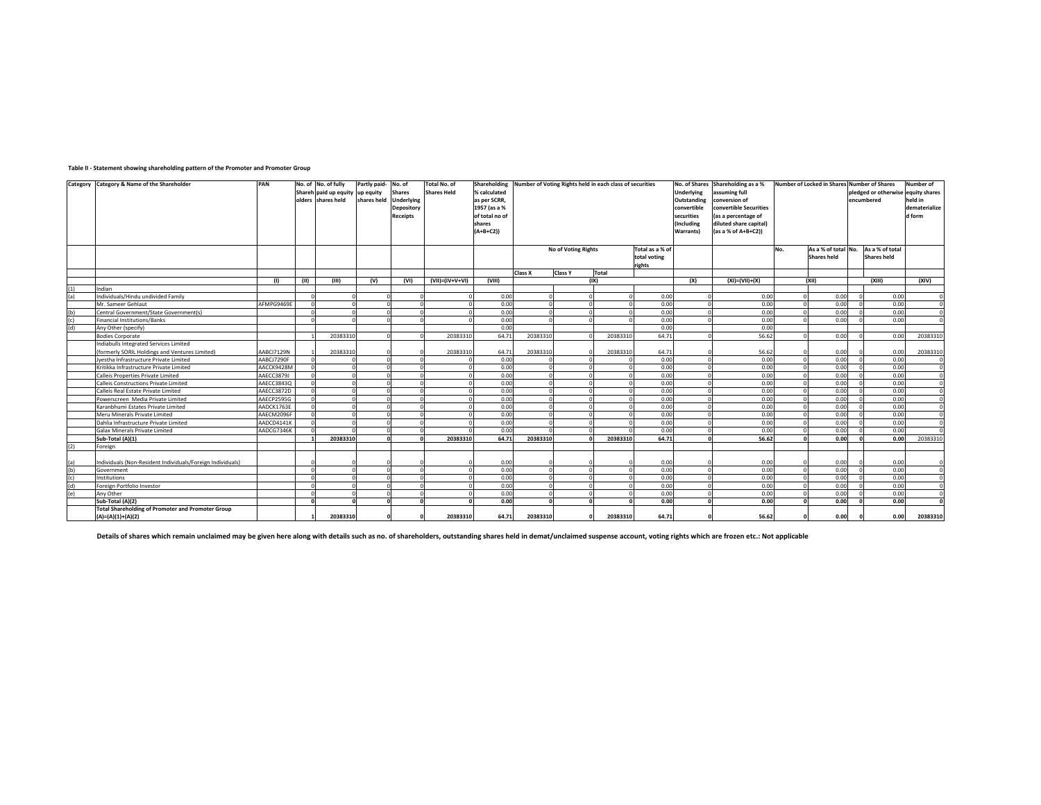**Table II - Statement showing shareholding pattern of the Promoter and Promoter Group**

| Category | Category & Name of the Shareholder | PAN | No. of Shareholders | No. of fully paid up equity shares held | Partly paid-up equity shares held | No. of Shares Underlying Depository Receipts | Total No. of Shares Held | Shareholding % calculated as per SCRR, 1957 (as a % of total no of shares (A+B+C2)) | Number of Voting Rights held in each class of securities | | | | No. of Shares Underlying Outstanding convertible securities (Including Warrants) | Shareholding as a % assuming full conversion of convertible Securities (as a percentage of diluted share capital) (as a % of A+B+C2)) | Number of Locked in Shares | | Number of Shares pledged or otherwise encumbered | | Number of equity shares held in dematerialized form |
|---|---|---|---|---|---|---|---|---|---|---|---|---|---|---|---|---|---|---|---|
| | | | | | | | | | No of Voting Rights | | | Total as a % of total voting rights | | | No. | As a % of total Shares held | No. | As a % of total Shares held | |
| | | | | | | | | | Class X | Class Y | Total | | | | | | | | |
| | | (I) | (II) | (III) | (V) | (VI) | (VII)=(IV+V+VI) | (VIII) | (IX) | | | | (X) | (XI)=(VII)+(X) | (XII) | | (XIII) | | (XIV) |
| (1) | Indian | | | | | | | | | | | | | | | | | | |
| (a) | Individuals/Hindu undivided Family | | 0 | 0 | 0 | 0 | 0 | 0.00 | 0 | 0 | 0 | 0.00 | 0 | 0.00 | 0 | 0.00 | 0 | 0.00 | 0 |
| | Mr. Sameer Gehlaut | AFMPG9469E | 0 | 0 | 0 | 0 | 0 | 0.00 | 0 | 0 | 0 | 0.00 | 0 | 0.00 | 0 | 0.00 | 0 | 0.00 | 0 |
| (b) | Central Government/State Government(s) | | 0 | 0 | 0 | 0 | 0 | 0.00 | 0 | 0 | 0 | 0.00 | 0 | 0.00 | 0 | 0.00 | 0 | 0.00 | 0 |
| (c) | Financial Institutions/Banks | | 0 | 0 | 0 | 0 | 0 | 0.00 | 0 | 0 | 0 | 0.00 | 0 | 0.00 | 0 | 0.00 | 0 | 0.00 | 0 |
| (d) | Any Other (specify) | | | | | | | 0.00 | | | | 0.00 | | 0.00 | | | | | |
| | Bodies Corporate | | 1 | 20383310 | 0 | 0 | 20383310 | 64.71 | 20383310 | 0 | 20383310 | 64.71 | 0 | 56.62 | 0 | 0.00 | 0 | 0.00 | 20383310 |
| | Indiabulls Integrated Services Limited (formerly SORIL Holdings and Ventures Limited) | AABCI7129N | 1 | 20383310 | 0 | 0 | 20383310 | 64.71 | 20383310 | 0 | 20383310 | 64.71 | 0 | 56.62 | 0 | 0.00 | 0 | 0.00 | 20383310 |
| | Jyestha Infrastructure Private Limited | AABCJ7290F | 0 | 0 | 0 | 0 | 0 | 0.00 | 0 | 0 | 0 | 0.00 | 0 | 0.00 | 0 | 0.00 | 0 | 0.00 | 0 |
| | Kritikka Infrastructure Private Limited | AACCK9428M | 0 | 0 | 0 | 0 | 0 | 0.00 | 0 | 0 | 0 | 0.00 | 0 | 0.00 | 0 | 0.00 | 0 | 0.00 | 0 |
| | Calleis Properties Private Limited | AAECC3879J | 0 | 0 | 0 | 0 | 0 | 0.00 | 0 | 0 | 0 | 0.00 | 0 | 0.00 | 0 | 0.00 | 0 | 0.00 | 0 |
| | Calleis Constructions Private Limited | AAECC3843Q | 0 | 0 | 0 | 0 | 0 | 0.00 | 0 | 0 | 0 | 0.00 | 0 | 0.00 | 0 | 0.00 | 0 | 0.00 | 0 |
| | Calleis Real Estate Private Limited | AAECC3872D | 0 | 0 | 0 | 0 | 0 | 0.00 | 0 | 0 | 0 | 0.00 | 0 | 0.00 | 0 | 0.00 | 0 | 0.00 | 0 |
| | Powerscreen Media Private Limited | AAECP2595G | 0 | 0 | 0 | 0 | 0 | 0.00 | 0 | 0 | 0 | 0.00 | 0 | 0.00 | 0 | 0.00 | 0 | 0.00 | 0 |
| | Karanbhumi Estates Private Limited | AADCK1763E | 0 | 0 | 0 | 0 | 0 | 0.00 | 0 | 0 | 0 | 0.00 | 0 | 0.00 | 0 | 0.00 | 0 | 0.00 | 0 |
| | Meru Minerals Private Limited | AAECM2096F | 0 | 0 | 0 | 0 | 0 | 0.00 | 0 | 0 | 0 | 0.00 | 0 | 0.00 | 0 | 0.00 | 0 | 0.00 | 0 |
| | Dahlia Infrastructure Private Limited | AADCD4141K | 0 | 0 | 0 | 0 | 0 | 0.00 | 0 | 0 | 0 | 0.00 | 0 | 0.00 | 0 | 0.00 | 0 | 0.00 | 0 |
| | Galax Minerals Private Limited | AADCG7346K | 0 | 0 | 0 | 0 | 0 | 0.00 | 0 | 0 | 0 | 0.00 | 0 | 0.00 | 0 | 0.00 | 0 | 0.00 | 0 |
| | **Sub-Total (A)(1)** | | **1** | **20383310** | **0** | **0** | **20383310** | **64.71** | **20383310** | **0** | **20383310** | **64.71** | **0** | **56.62** | **0** | **0.00** | **0** | **0.00** | 20383310 |
| (2) | Foreign | | | | | | | | | | | | | | | | | | |
| (a) | Individuals (Non-Resident Individuals/Foreign Individuals) | | 0 | 0 | 0 | 0 | 0 | 0.00 | 0 | 0 | 0 | 0.00 | 0 | 0.00 | 0 | 0.00 | 0 | 0.00 | 0 |
| (b) | Government | | 0 | 0 | 0 | 0 | 0 | 0.00 | 0 | 0 | 0 | 0.00 | 0 | 0.00 | 0 | 0.00 | 0 | 0.00 | 0 |
| (c) | Institutions | | 0 | 0 | 0 | 0 | 0 | 0.00 | 0 | 0 | 0 | 0.00 | 0 | 0.00 | 0 | 0.00 | 0 | 0.00 | 0 |
| (d) | Foreign Portfolio Investor | | 0 | 0 | 0 | 0 | 0 | 0.00 | 0 | 0 | 0 | 0.00 | 0 | 0.00 | 0 | 0.00 | 0 | 0.00 | 0 |
| (e) | Any Other | | 0 | 0 | 0 | 0 | 0 | 0.00 | 0 | 0 | 0 | 0.00 | 0 | 0.00 | 0 | 0.00 | 0 | 0.00 | 0 |
| | **Sub-Total (A)(2)** | | **0** | **0** | **0** | **0** | **0** | **0.00** | **0** | **0** | **0** | **0.00** | **0** | **0.00** | **0** | **0.00** | **0** | **0.00** | **0** |
| | **Total Shareholding of Promoter and Promoter Group (A)=(A)(1)+(A)(2)** | | **1** | **20383310** | **0** | **0** | **20383310** | **64.71** | **20383310** | **0** | **20383310** | **64.71** | **0** | **56.62** | **0** | **0.00** | **0** | **0.00** | **20383310** |

**Details of shares which remain unclaimed may be given here along with details such as no. of shareholders, outstanding shares held in demat/unclaimed suspense account, voting rights which are frozen etc.: Not applicable**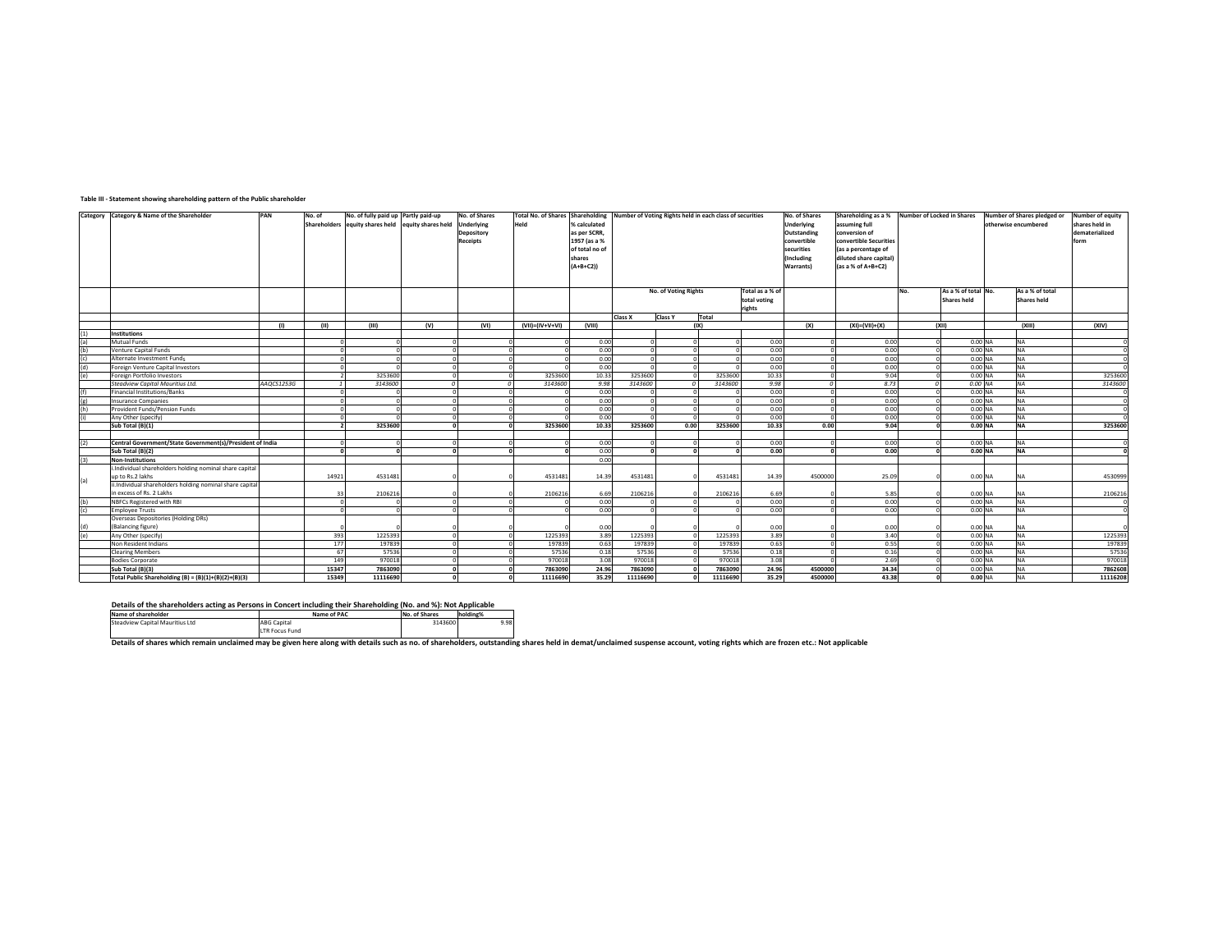**Table III - Statement showing shareholding pattern of the Public shareholder**

| Category | Category & Name of the Shareholder | PAN | No. of Shareholders | No. of fully paid up equity shares held | Partly paid-up equity shares held | No. of Shares Underlying Depository Receipts | Total No. of Shares Held | Shareholding % calculated as per SCRR, 1957 (as a % of total no of shares (A+B+C2)) | Number of Voting Rights held in each class of securities | | | | No. of Shares Underlying Outstanding convertible securities (Including Warrants) | Shareholding as a % assuming full conversion of convertible Securities (as a percentage of diluted share capital) (as a % of A+B+C2) | Number of Locked in Shares | | Number of Shares pledged or otherwise encumbered | | Number of equity shares held in dematerialized form |
|---|---|---|---|---|---|---|---|---|---|---|---|---|---|---|---|---|---|---|---|
| | | | | | | | | | No. of Voting Rights | | | Total as a % of total voting rights | | | No. | As a % of total Shares held | No. | As a % of total Shares held | |
| | | | | | | | | | Class X | Class Y | Total | | | | | | | | |
| | | (I) | (II) | (III) | (V) | (VI) | (VII)=(IV+V+VI) | (VIII) | (IX) | | | | (X) | (XI)=(VII)+(X) | (XII) | | (XIII) | | (XIV) |
| (1) | **Institutions** | | | | | | | | | | | | | | | | | | |
| (a) | Mutual Funds | | 0 | 0 | 0 | 0 | 0 | 0.00 | 0 | 0 | 0 | 0.00 | 0 | 0.00 | 0 | 0.00 | NA | NA | 0 |
| (b) | Venture Capital Funds | | 0 | 0 | 0 | 0 | 0 | 0.00 | 0 | 0 | 0 | 0.00 | 0 | 0.00 | 0 | 0.00 | NA | NA | 0 |
| (c) | Alternate Investment Funds | | 0 | 0 | 0 | 0 | 0 | 0.00 | 0 | 0 | 0 | 0.00 | 0 | 0.00 | 0 | 0.00 | NA | NA | 0 |
| (d) | Foreign Venture Capital Investors | | 0 | 0 | 0 | 0 | 0 | 0.00 | 0 | 0 | 0 | 0.00 | 0 | 0.00 | 0 | 0.00 | NA | NA | 0 |
| (e) | Foreign Portfolio Investors | | 2 | 3253600 | 0 | 0 | 3253600 | 10.33 | 3253600 | 0 | 3253600 | 10.33 | 0 | 9.04 | 0 | 0.00 | NA | NA | 3253600 |
| | *Steadview Capital Mauritius Ltd.* | *AAQCS1253G* | *1* | *3143600* | *0* | *0* | *3143600* | *9.98* | *3143600* | *0* | *3143600* | *9.98* | *0* | *8.73* | *0* | *0.00* | *NA* | *NA* | *3143600* |
| (f) | Financial Institutions/Banks | | 0 | 0 | 0 | 0 | 0 | 0.00 | 0 | 0 | 0 | 0.00 | 0 | 0.00 | 0 | 0.00 | NA | NA | 0 |
| (g) | Insurance Companies | | 0 | 0 | 0 | 0 | 0 | 0.00 | 0 | 0 | 0 | 0.00 | 0 | 0.00 | 0 | 0.00 | NA | NA | 0 |
| (h) | Provident Funds/Pension Funds | | 0 | 0 | 0 | 0 | 0 | 0.00 | 0 | 0 | 0 | 0.00 | 0 | 0.00 | 0 | 0.00 | NA | NA | 0 |
| (i) | Any Other (specify) | | 0 | 0 | 0 | 0 | 0 | 0.00 | 0 | 0 | 0 | 0.00 | 0 | 0.00 | 0 | 0.00 | NA | NA | 0 |
| | **Sub Total (B)(1)** | | **2** | **3253600** | **0** | **0** | **3253600** | **10.33** | **3253600** | **0.00** | **3253600** | **10.33** | **0.00** | **9.04** | **0** | **0.00** | **NA** | **NA** | **3253600** |
| (2) | **Central Government/State Government(s)/President of India** | | 0 | 0 | 0 | 0 | 0 | 0.00 | 0 | 0 | 0 | 0.00 | 0 | 0.00 | 0 | 0.00 | NA | NA | 0 |
| | **Sub Total (B)(2)** | | **0** | **0** | **0** | **0** | **0** | 0.00 | **0** | **0** | **0** | **0.00** | **0** | **0.00** | **0** | **0.00** | **NA** | **NA** | **0** |
| (3) | **Non-Institutions** | | | | | | | 0.00 | | | | | | | | | | | |
| (a) | i.Individual shareholders holding nominal share capital up to Rs.2 lakhs | | 14921 | 4531481 | 0 | 0 | 4531481 | 14.39 | 4531481 | 0 | 4531481 | 14.39 | 4500000 | 25.09 | 0 | 0.00 | NA | NA | 4530999 |
| | ii.Individual shareholders holding nominal share capital in excess of Rs. 2 Lakhs | | 33 | 2106216 | 0 | 0 | 2106216 | 6.69 | 2106216 | 0 | 2106216 | 6.69 | 0 | 5.85 | 0 | 0.00 | NA | NA | 2106216 |
| (b) | NBFCs Registered with RBI | | 0 | 0 | 0 | 0 | 0 | 0.00 | 0 | 0 | 0 | 0.00 | 0 | 0.00 | 0 | 0.00 | NA | NA | 0 |
| (c) | Employee Trusts | | 0 | 0 | 0 | 0 | 0 | 0.00 | 0 | 0 | 0 | 0.00 | 0 | 0.00 | 0 | 0.00 | NA | NA | 0 |
| (d) | Overseas Depositories (Holding DRs) (Balancing figure) | | 0 | 0 | 0 | 0 | 0 | 0.00 | 0 | 0 | 0 | 0.00 | 0 | 0.00 | 0 | 0.00 | NA | NA | 0 |
| (e) | Any Other (specify) | | 393 | 1225393 | 0 | 0 | 1225393 | 3.89 | 1225393 | 0 | 1225393 | 3.89 | 0 | 3.40 | 0 | 0.00 | NA | NA | 1225393 |
| | Non Resident Indians | | 177 | 197839 | 0 | 0 | 197839 | 0.63 | 197839 | 0 | 197839 | 0.63 | 0 | 0.55 | 0 | 0.00 | NA | NA | 197839 |
| | Clearing Members | | 67 | 57536 | 0 | 0 | 57536 | 0.18 | 57536 | 0 | 57536 | 0.18 | 0 | 0.16 | 0 | 0.00 | NA | NA | 57536 |
| | Bodies Corporate | | 149 | 970018 | 0 | 0 | 970018 | 3.08 | 970018 | 0 | 970018 | 3.08 | 0 | 2.69 | 0 | 0.00 | NA | NA | 970018 |
| | **Sub Total (B)(3)** | | **15347** | **7863090** | **0** | **0** | **7863090** | **24.96** | **7863090** | **0** | **7863090** | **24.96** | **4500000** | **34.34** | **0** | 0.00 | NA | NA | **7862608** |
| | **Total Public Shareholding (B) = (B)(1)+(B)(2)+(B)(3)** | | **15349** | **11116690** | **0** | **0** | **11116690** | **35.29** | **11116690** | **0** | **11116690** | **35.29** | **4500000** | **43.38** | **0** | **0.00** | NA | NA | **11116208** |

**Details of the shareholders acting as Persons in Concert including their Shareholding (No. and %): Not Applicable**

| Name of shareholder | Name of PAC | No. of Shares | holding% |
|---|---|---|---|
| Steadview Capital Mauritius Ltd | ABG Capital<br>LTR Focus Fund | 3143600 | 9.98 |

**Details of shares which remain unclaimed may be given here along with details such as no. of shareholders, outstanding shares held in demat/unclaimed suspense account, voting rights which are frozen etc.: Not applicable**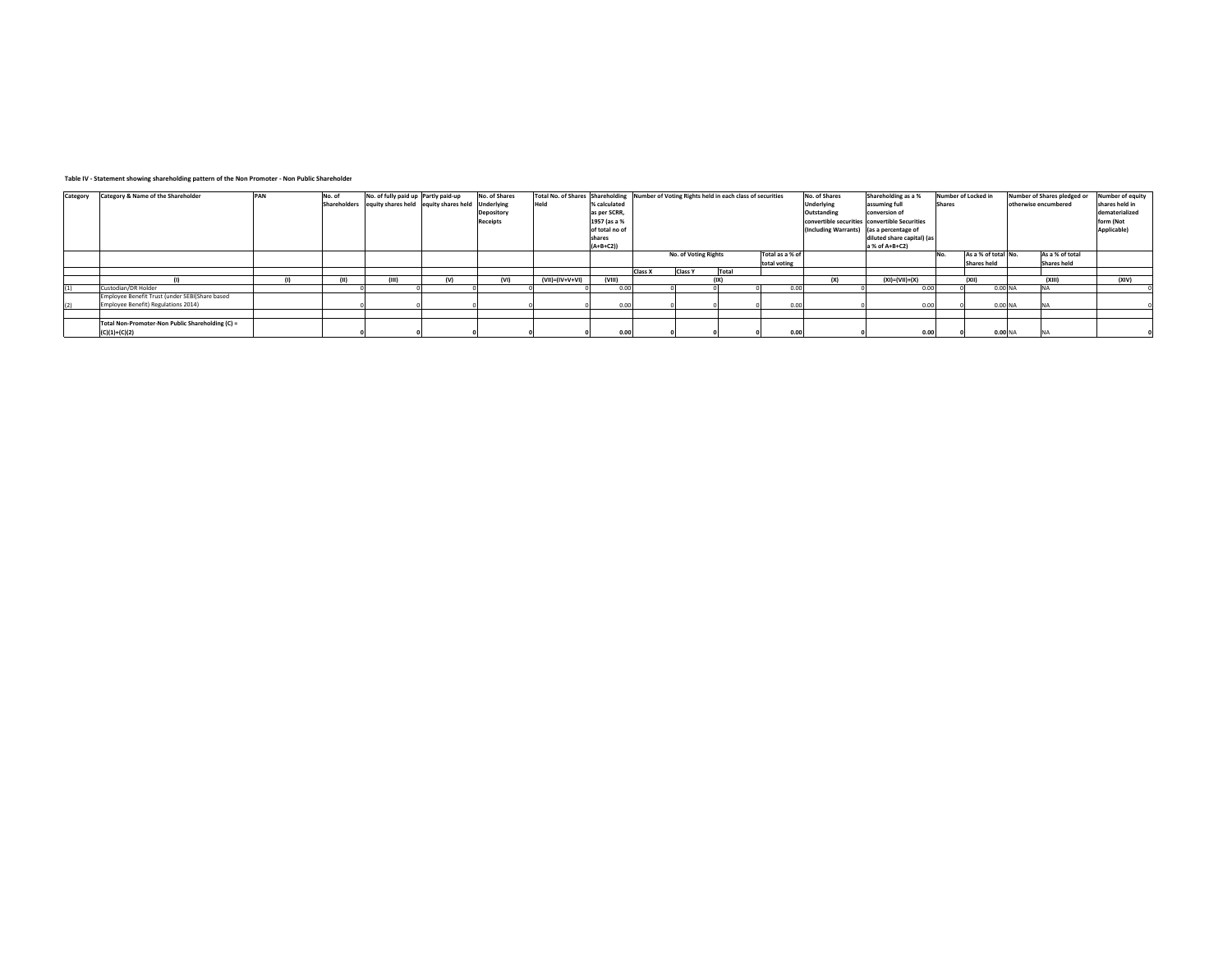**Table IV - Statement showing shareholding pattern of the Non Promoter - Non Public Shareholder**

| Category | Category & Name of the Shareholder | PAN | No. of Shareholders | No. of fully paid up equity shares held | Partly paid-up equity shares held | No. of Shares Underlying Depository Receipts | Total No. of Shares Held | Shareholding % calculated as per SCRR, 1957 (as a % of total no of shares (A+B+C2)) | Number of Voting Rights held in each class of securities | | | | No. of Shares Underlying Outstanding convertible securities (Including Warrants) | Shareholding as a % assuming full conversion of convertible Securities (as a percentage of diluted share capital) (as a % of A+B+C2) | Number of Locked in Shares | | Number of Shares pledged or otherwise encumbered | | Number of equity shares held in dematerialized form (Not Applicable) |
|---|---|---|---|---|---|---|---|---|---|---|---|---|---|---|---|---|---|---|---|
| | | | | | | | | | No. of Voting Rights | | | Total as a % of total voting | | | No. | As a % of total Shares held | No. | As a % of total Shares held | |
| | | | | | | | | | Class X | Class Y | Total | | | | | | | | |
| | (I) | (I) | (II) | (III) | (V) | (VI) | (VII)=(IV+V+VI) | (VIII) | | | (IX) | | (X) | (XI)=(VII)+(X) | | (XII) | | (XIII) | (XIV) |
| (1) | Custodian/DR Holder | | 0 | 0 | 0 | 0 | 0 | 0.00 | 0 | 0 | 0 | 0.00 | 0 | 0.00 | 0 | 0.00 | NA | NA | 0 |
| (2) | Employee Benefit Trust (under SEBI(Share based Employee Benefit) Regulations 2014) | | 0 | 0 | 0 | 0 | 0 | 0.00 | 0 | 0 | 0 | 0.00 | 0 | 0.00 | 0 | 0.00 | NA | NA | 0 |
| | | | | | | | | | | | | | | | | | | | |
| | **Total Non-Promoter-Non Public Shareholding (C) = (C)(1)+(C)(2)** | | **0** | **0** | **0** | **0** | **0** | **0.00** | **0** | **0** | **0** | **0.00** | **0** | **0.00** | **0** | **0.00** | NA | NA | **0** |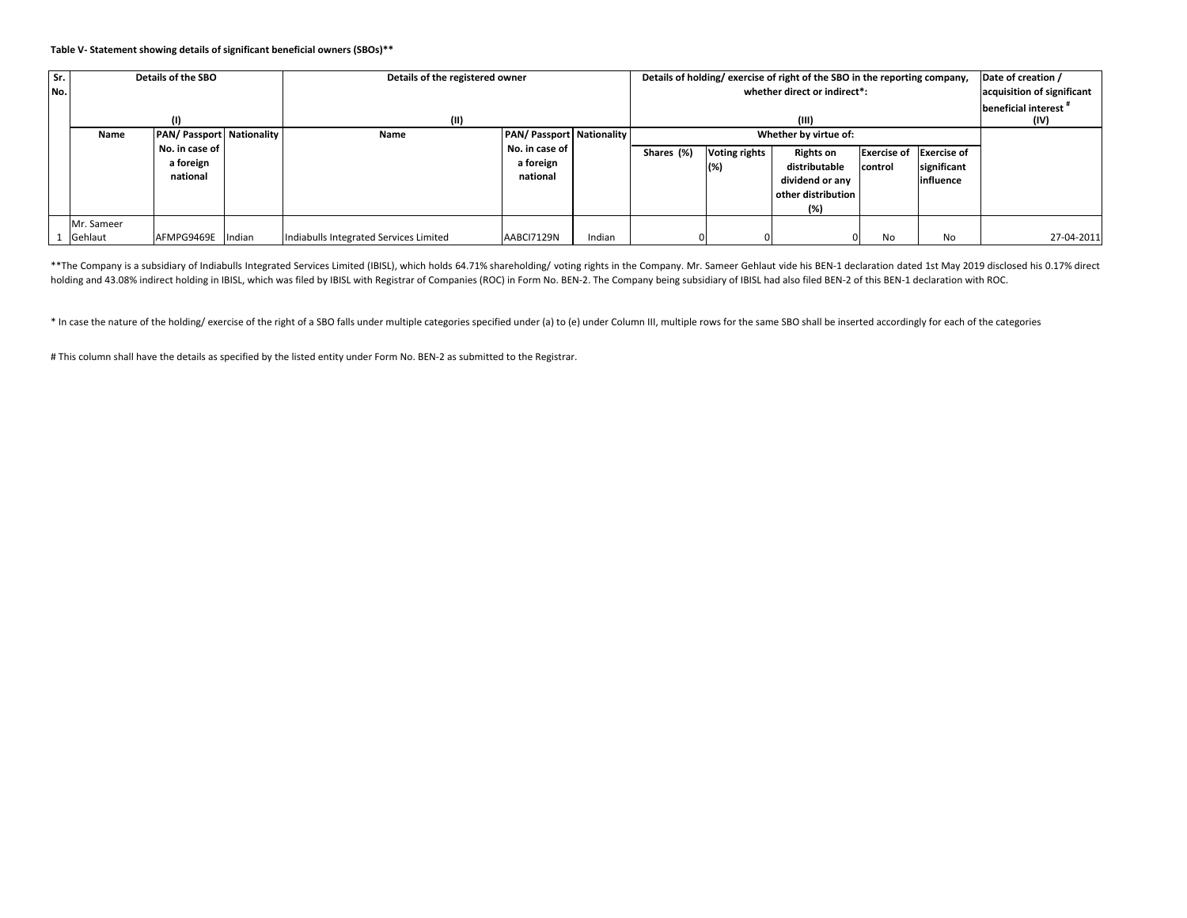**Table V- Statement showing details of significant beneficial owners (SBOs)**\*\***

| Sr. No. | Details of the SBO (I) | | | Details of the registered owner (II) | | | Details of holding/ exercise of right of the SBO in the reporting company, whether direct or indirect*: (III) | | | | | Date of creation / acquisition of significant beneficial interest # (IV) |
|---|---|---|---|---|---|---|---|---|---|---|---|---|
| | | | | | | | Whether by virtue of: | | | | | |
| | Name | PAN/ Passport No. in case of a foreign national | Nationality | Name | PAN/ Passport No. in case of a foreign national | Nationality | Shares (%) | Voting rights (%) | Rights on distributable dividend or any other distribution (%) | Exercise of control | Exercise of significant influence | |
| 1 | Mr. Sameer Gehlaut | AFMPG9469E | Indian | Indiabulls Integrated Services Limited | AABCI7129N | Indian | 0 | 0 | 0 | No | No | 27-04-2011 |

**The Company is a subsidiary of Indiabulls Integrated Services Limited (IBISL), which holds 64.71% shareholding/ voting rights in the Company. Mr. Sameer Gehlaut vide his BEN-1 declaration dated 1st May 2019 disclosed his 0.17% direct holding and 43.08% indirect holding in IBISL, which was filed by IBISL with Registrar of Companies (ROC) in Form No. BEN-2. The Company being subsidiary of IBISL had also filed BEN-2 of this BEN-1 declaration with ROC.

\* In case the nature of the holding/ exercise of the right of a SBO falls under multiple categories specified under (a) to (e) under Column III, multiple rows for the same SBO shall be inserted accordingly for each of the categories

\# This column shall have the details as specified by the listed entity under Form No. BEN-2 as submitted to the Registrar.